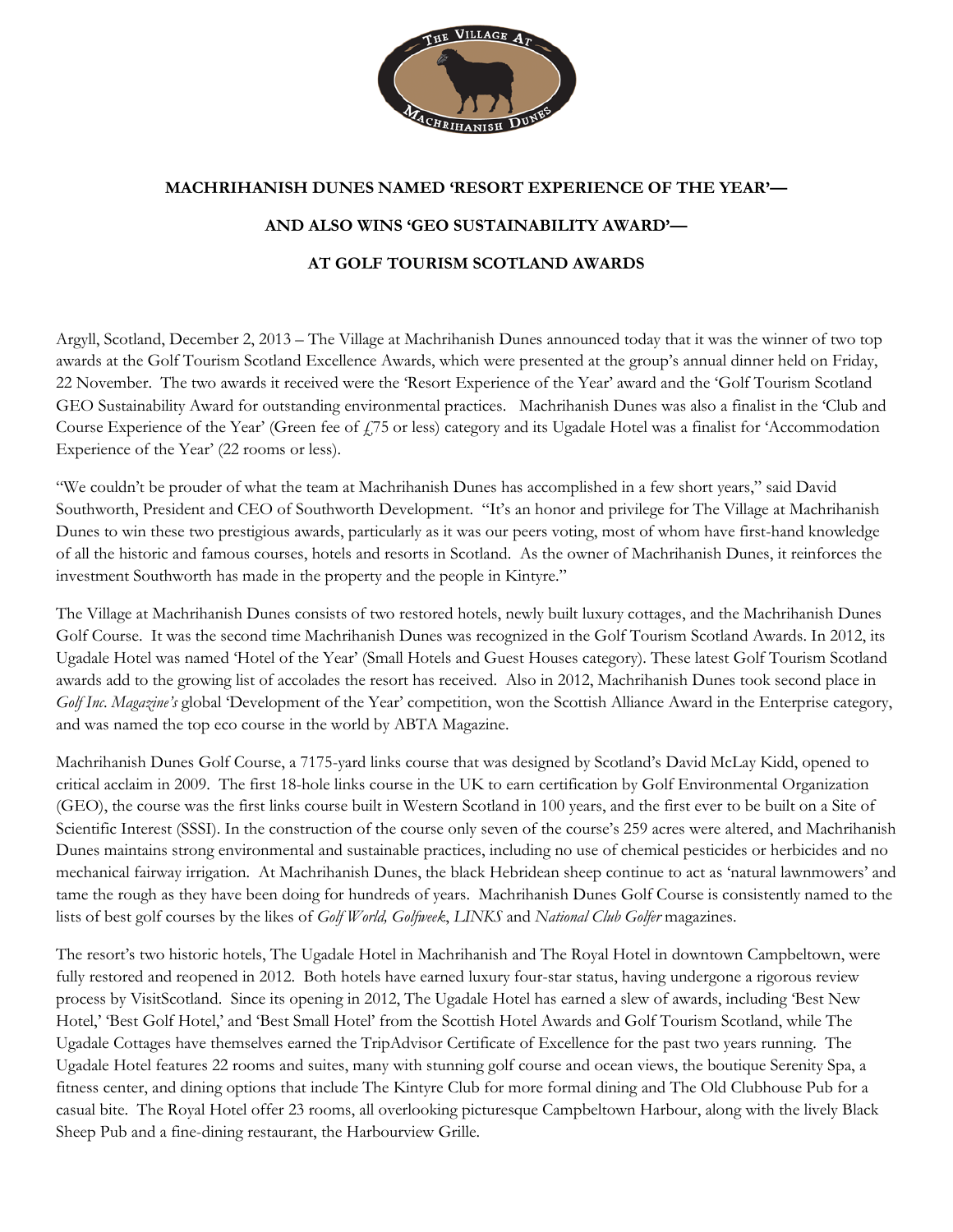**MACHRIHANISH DUNES NAMED 'RESORT EXPERIENCE OF THE YEAR'—**

**AND ALSO WINS 'GEO SUSTAINABILITY AWARD'—**

**AT GOLF TOURISM SCOTLAND AWARDS**

Argyll, Scotland, December 2, 2013 – The Village at Machrihanish Dunes announced today that it was the winner of two top awards at the Golf Tourism Scotland Excellence Awards, which were presented at the group's annual dinner held on Friday, 22 November. The two awards it received were the 'Resort Experience of the Year' award and the 'Golf Tourism Scotland GEO Sustainability Award for outstanding environmental practices. Machrihanish Dunes was also a finalist in the 'Club and Course Experience of the Year' (Green fee of £75 or less) category and its Ugadale Hotel was a finalist for 'Accommodation Experience of the Year' (22 rooms or less).

"We couldn't be prouder of what the team at Machrihanish Dunes has accomplished in a few short years," said David Southworth, President and CEO of Southworth Development. "It's an honor and privilege for The Village at Machrihanish Dunes to win these two prestigious awards, particularly as it was our peers voting, most of whom have first-hand knowledge of all the historic and famous courses, hotels and resorts in Scotland. As the owner of Machrihanish Dunes, it reinforces the investment Southworth has made in the property and the people in Kintyre."

The Village at Machrihanish Dunes consists of two restored hotels, newly built luxury cottages, and the Machrihanish Dunes Golf Course. It was the second time Machrihanish Dunes was recognized in the Golf Tourism Scotland Awards. In 2012, its Ugadale Hotel was named 'Hotel of the Year' (Small Hotels and Guest Houses category). These latest Golf Tourism Scotland awards add to the growing list of accolades the resort has received. Also in 2012, Machrihanish Dunes took second place in *Golf Inc. Magazine's* global 'Development of the Year' competition, won the Scottish Alliance Award in the Enterprise category, and was named the top eco course in the world by ABTA Magazine.

Machrihanish Dunes Golf Course, a 7175-yard links course that was designed by Scotland's David McLay Kidd, opened to critical acclaim in 2009. The first 18-hole links course in the UK to earn certification by Golf Environmental Organization (GEO), the course was the first links course built in Western Scotland in 100 years, and the first ever to be built on a Site of Scientific Interest (SSSI). In the construction of the course only seven of the course's 259 acres were altered, and Machrihanish Dunes maintains strong environmental and sustainable practices, including no use of chemical pesticides or herbicides and no mechanical fairway irrigation. At Machrihanish Dunes, the black Hebridean sheep continue to act as 'natural lawnmowers' and tame the rough as they have been doing for hundreds of years. Machrihanish Dunes Golf Course is consistently named to the lists of best golf courses by the likes of *Golf World, Golfweek, LINKS* and *National Club Golfer* magazines.

The resort's two historic hotels, The Ugadale Hotel in Machrihanish and The Royal Hotel in downtown Campbeltown, were fully restored and reopened in 2012. Both hotels have earned luxury four-star status, having undergone a rigorous review process by VisitScotland. Since its opening in 2012, The Ugadale Hotel has earned a slew of awards, including 'Best New Hotel,' 'Best Golf Hotel,' and 'Best Small Hotel' from the Scottish Hotel Awards and Golf Tourism Scotland, while The Ugadale Cottages have themselves earned the TripAdvisor Certificate of Excellence for the past two years running. The Ugadale Hotel features 22 rooms and suites, many with stunning golf course and ocean views, the boutique Serenity Spa, a fitness center, and dining options that include The Kintyre Club for more formal dining and The Old Clubhouse Pub for a casual bite. The Royal Hotel offer 23 rooms, all overlooking picturesque Campbeltown Harbour, along with the lively Black Sheep Pub and a fine-dining restaurant, the Harbourview Grille.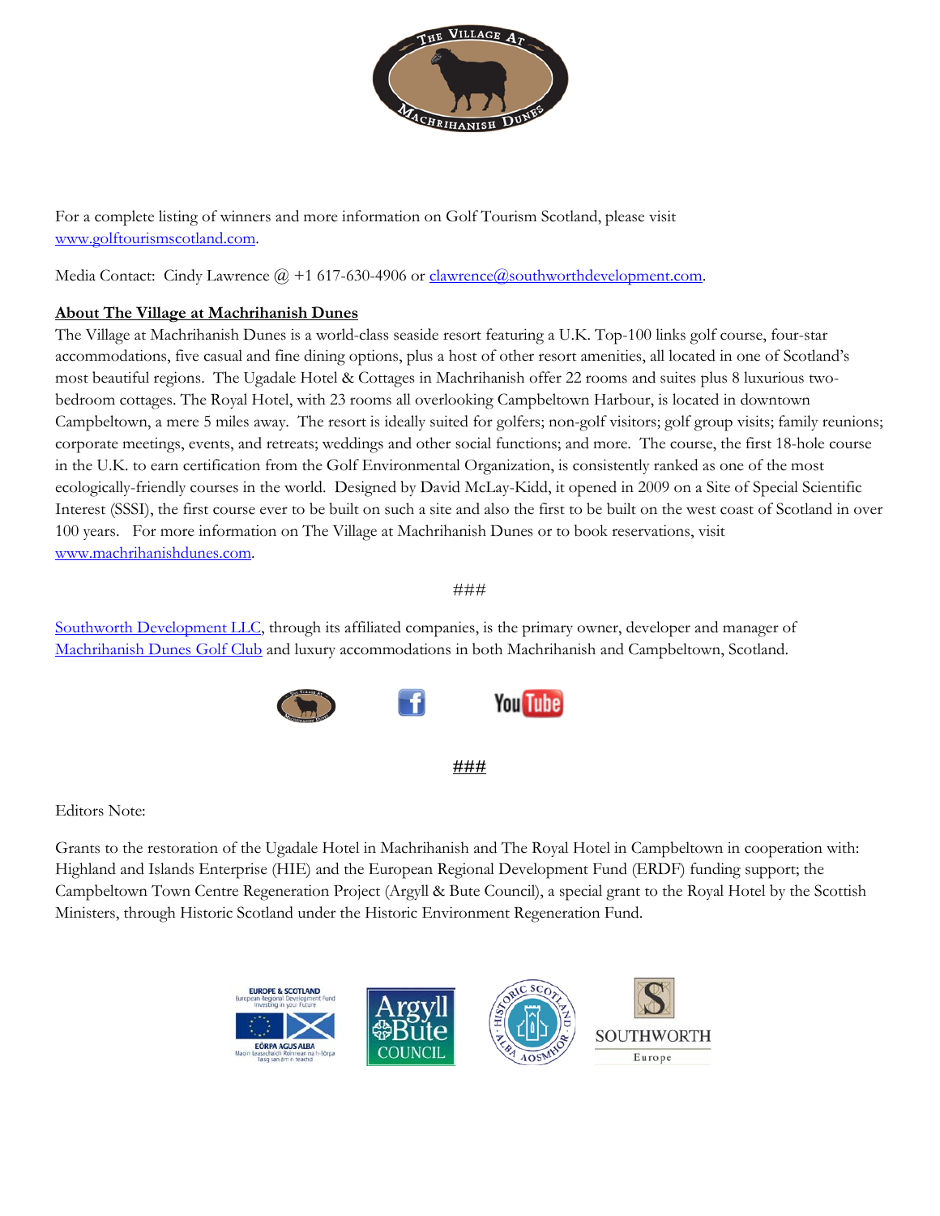For a complete listing of winners and more information on Golf Tourism Scotland, please visit www.golftourismscotland.com.

Media Contact: Cindy Lawrence @ +1 617-630-4906 or clawrence@southworthdevelopment.com.

**About The Village at Machrihanish Dunes**

The Village at Machrihanish Dunes is a world-class seaside resort featuring a U.K. Top-100 links golf course, four-star accommodations, five casual and fine dining options, plus a host of other resort amenities, all located in one of Scotland's most beautiful regions. The Ugadale Hotel & Cottages in Machrihanish offer 22 rooms and suites plus 8 luxurious two-bedroom cottages. The Royal Hotel, with 23 rooms all overlooking Campbeltown Harbour, is located in downtown Campbeltown, a mere 5 miles away. The resort is ideally suited for golfers; non-golf visitors; golf group visits; family reunions; corporate meetings, events, and retreats; weddings and other social functions; and more. The course, the first 18-hole course in the U.K. to earn certification from the Golf Environmental Organization, is consistently ranked as one of the most ecologically-friendly courses in the world. Designed by David McLay-Kidd, it opened in 2009 on a Site of Special Scientific Interest (SSSI), the first course ever to be built on such a site and also the first to be built on the west coast of Scotland in over 100 years. For more information on The Village at Machrihanish Dunes or to book reservations, visit www.machrihanishdunes.com.

###

Southworth Development LLC, through its affiliated companies, is the primary owner, developer and manager of Machrihanish Dunes Golf Club and luxury accommodations in both Machrihanish and Campbeltown, Scotland.

###

Editors Note:

Grants to the restoration of the Ugadale Hotel in Machrihanish and The Royal Hotel in Campbeltown in cooperation with: Highland and Islands Enterprise (HIE) and the European Regional Development Fund (ERDF) funding support; the Campbeltown Town Centre Regeneration Project (Argyll & Bute Council), a special grant to the Royal Hotel by the Scottish Ministers, through Historic Scotland under the Historic Environment Regeneration Fund.